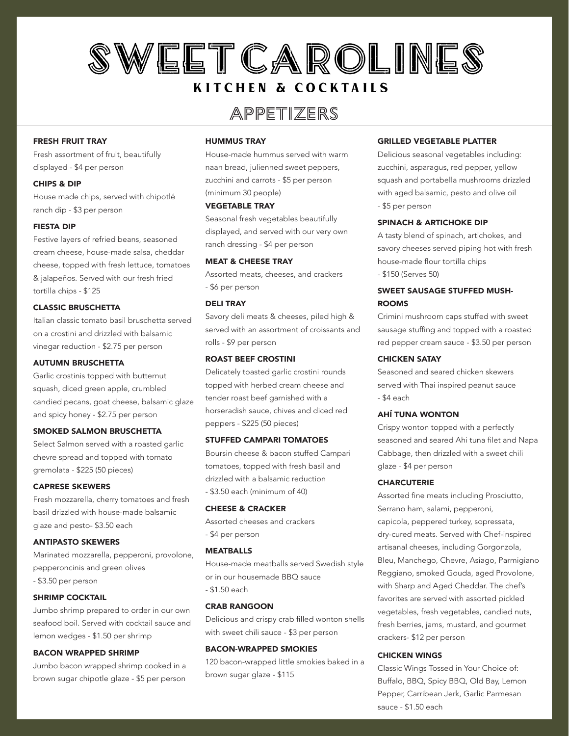# SWEET CAROLINES

## KITCHEN & COCKTAILS

## APPETIZERS

### FRESH FRUIT TRAY

Fresh assortment of fruit, beautifully displayed - $4 per person

### CHIPS & DIP

House made chips, served with chipotlé ranch dip - $3 per person

### FIESTA DIP

Festive layers of refried beans, seasoned cream cheese, house-made salsa, cheddar cheese, topped with fresh lettuce, tomatoes & jalapeños. Served with our fresh fried tortilla chips - $125

### CLASSIC BRUSCHETTA

Italian classic tomato basil bruschetta served on a crostini and drizzled with balsamic vinegar reduction - $2.75 per person

### AUTUMN BRUSCHETTA

Garlic crostinis topped with butternut squash, diced green apple, crumbled candied pecans, goat cheese, balsamic glaze and spicy honey - $2.75 per person

### SMOKED SALMON BRUSCHETTA

Select Salmon served with a roasted garlic chevre spread and topped with tomato gremolata - $225 (50 pieces)

### CAPRESE SKEWERS

Fresh mozzarella, cherry tomatoes and fresh basil drizzled with house-made balsamic glaze and pesto- $3.50 each

### ANTIPASTO SKEWERS

Marinated mozzarella, pepperoni, provolone, pepperoncinis and green olives - $3.50 per person

### SHRIMP COCKTAIL

Jumbo shrimp prepared to order in our own seafood boil. Served with cocktail sauce and lemon wedges - $1.50 per shrimp

### BACON WRAPPED SHRIMP

Jumbo bacon wrapped shrimp cooked in a brown sugar chipotle glaze - $5 per person

### HUMMUS TRAY

House-made hummus served with warm naan bread, julienned sweet peppers, zucchini and carrots - $5 per person (minimum 30 people)

### VEGETABLE TRAY

Seasonal fresh vegetables beautifully displayed, and served with our very own ranch dressing - $4 per person

### MEAT & CHEESE TRAY

Assorted meats, cheeses, and crackers - $6 per person

### DELI TRAY

Savory deli meats & cheeses, piled high & served with an assortment of croissants and rolls - $9 per person

### ROAST BEEF CROSTINI

Delicately toasted garlic crostini rounds topped with herbed cream cheese and tender roast beef garnished with a horseradish sauce, chives and diced red peppers - $225 (50 pieces)

### STUFFED CAMPARI TOMATOES

Boursin cheese & bacon stuffed Campari tomatoes, topped with fresh basil and drizzled with a balsamic reduction - $3.50 each (minimum of 40)

### CHEESE & CRACKER

Assorted cheeses and crackers - $4 per person

### MEATBALLS

House-made meatballs served Swedish style or in our housemade BBQ sauce - $1.50 each

### CRAB RANGOON

Delicious and crispy crab filled wonton shells with sweet chili sauce - $3 per person

### BACON-WRAPPED SMOKIES

120 bacon-wrapped little smokies baked in a brown sugar glaze - $115

### GRILLED VEGETABLE PLATTER

Delicious seasonal vegetables including: zucchini, asparagus, red pepper, yellow squash and portabella mushrooms drizzled with aged balsamic, pesto and olive oil - $5 per person

### SPINACH & ARTICHOKE DIP

A tasty blend of spinach, artichokes, and savory cheeses served piping hot with fresh house-made flour tortilla chips - $150 (Serves 50)

### SWEET SAUSAGE STUFFED MUSHROOMS

Crimini mushroom caps stuffed with sweet sausage stuffing and topped with a roasted red pepper cream sauce - $3.50 per person

### CHICKEN SATAY

Seasoned and seared chicken skewers served with Thai inspired peanut sauce - $4 each

### AHÍ TUNA WONTON

Crispy wonton topped with a perfectly seasoned and seared Ahi tuna filet and Napa Cabbage, then drizzled with a sweet chili glaze - $4 per person

### CHARCUTERIE

Assorted fine meats including Prosciutto, Serrano ham, salami, pepperoni, capicola, peppered turkey, sopressata, dry-cured meats. Served with Chef-inspired artisanal cheeses, including Gorgonzola, Bleu, Manchego, Chevre, Asiago, Parmigiano Reggiano, smoked Gouda, aged Provolone, with Sharp and Aged Cheddar. The chef's favorites are served with assorted pickled vegetables, fresh vegetables, candied nuts, fresh berries, jams, mustard, and gourmet crackers- $12 per person

### CHICKEN WINGS

Classic Wings Tossed in Your Choice of: Buffalo, BBQ, Spicy BBQ, Old Bay, Lemon Pepper, Carribean Jerk, Garlic Parmesan sauce - $1.50 each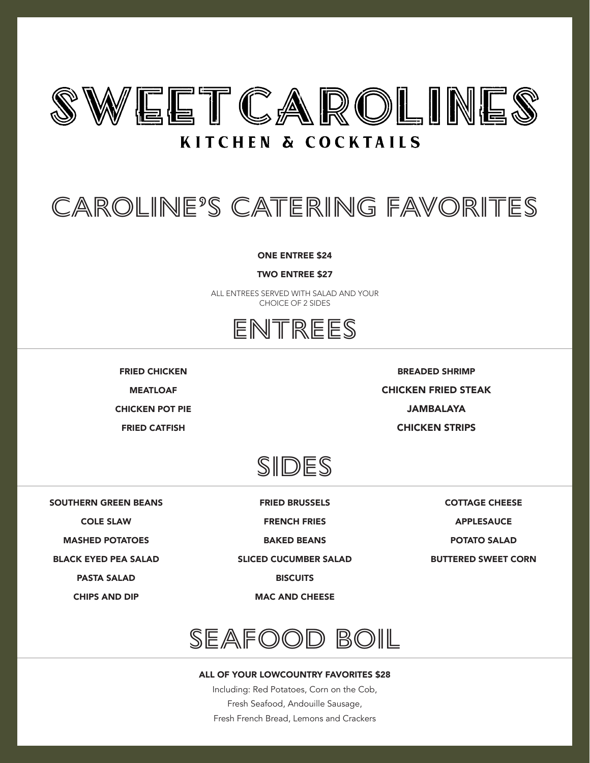# SWEETCAROLINES

**KITCHEN & COCKTAILS**

## CAROLINE'S CATERING FAVORITES

**ONE ENTREE $24**

**TWO ENTREE $27**

ALL ENTREES SERVED WITH SALAD AND YOUR CHOICE OF 2 SIDES

## ENTREES

**FRIED CHICKEN**

**MEATLOAF**

**CHICKEN POT PIE**

**FRIED CATFISH**

**BREADED SHRIMP**

**CHICKEN FRIED STEAK**

**JAMBALAYA**

**CHICKEN STRIPS**

## SIDES

**SOUTHERN GREEN BEANS**

**COLE SLAW**

**MASHED POTATOES**

**BLACK EYED PEA SALAD**

**PASTA SALAD**

**CHIPS AND DIP**

**FRIED BRUSSELS**

**FRENCH FRIES**

**BAKED BEANS**

**SLICED CUCUMBER SALAD**

**BISCUITS**

**MAC AND CHEESE**

**COTTAGE CHEESE**

**APPLESAUCE**

**POTATO SALAD**

**BUTTERED SWEET CORN**

## SEAFOOD BOIL

**ALL OF YOUR LOWCOUNTRY FAVORITES $28**

Including: Red Potatoes, Corn on the Cob,
Fresh Seafood, Andouille Sausage,
Fresh French Bread, Lemons and Crackers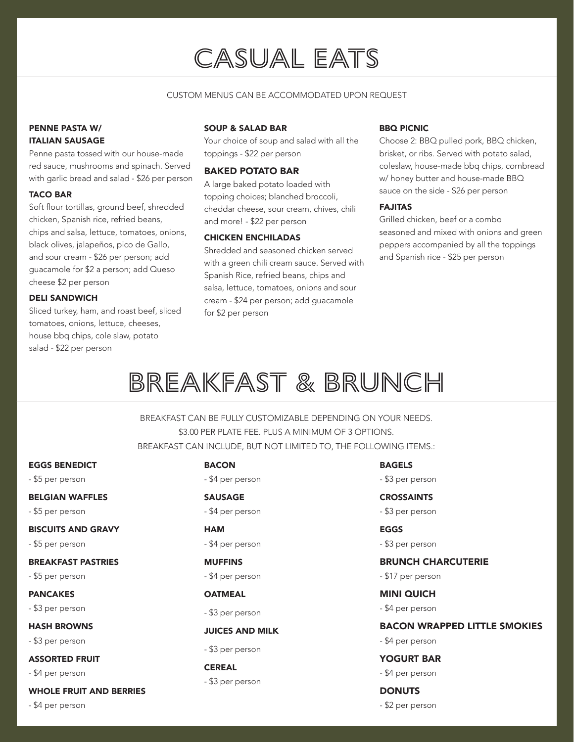# CASUAL EATS

CUSTOM MENUS CAN BE ACCOMMODATED UPON REQUEST

### PENNE PASTA W/ ITALIAN SAUSAGE

Penne pasta tossed with our house-made red sauce, mushrooms and spinach. Served with garlic bread and salad - $26 per person

### TACO BAR

Soft flour tortillas, ground beef, shredded chicken, Spanish rice, refried beans, chips and salsa, lettuce, tomatoes, onions, black olives, jalapeños, pico de Gallo, and sour cream - $26 per person; add guacamole for $2 a person; add Queso cheese $2 per person

### DELI SANDWICH

Sliced turkey, ham, and roast beef, sliced tomatoes, onions, lettuce, cheeses, house bbq chips, cole slaw, potato salad - $22 per person

### SOUP & SALAD BAR

Your choice of soup and salad with all the toppings - $22 per person

### BAKED POTATO BAR

A large baked potato loaded with topping choices; blanched broccoli, cheddar cheese, sour cream, chives, chili and more! - $22 per person

### CHICKEN ENCHILADAS

Shredded and seasoned chicken served with a green chili cream sauce. Served with Spanish Rice, refried beans, chips and salsa, lettuce, tomatoes, onions and sour cream - $24 per person; add guacamole for $2 per person

### BBQ PICNIC

Choose 2: BBQ pulled pork, BBQ chicken, brisket, or ribs. Served with potato salad, coleslaw, house-made bbq chips, cornbread w/ honey butter and house-made BBQ sauce on the side - $26 per person

### FAJITAS

Grilled chicken, beef or a combo seasoned and mixed with onions and green peppers accompanied by all the toppings and Spanish rice - $25 per person

# BREAKFAST & BRUNCH

BREAKFAST CAN BE FULLY CUSTOMIZABLE DEPENDING ON YOUR NEEDS.
$3.00 PER PLATE FEE. PLUS A MINIMUM OF 3 OPTIONS.
BREAKFAST CAN INCLUDE, BUT NOT LIMITED TO, THE FOLLOWING ITEMS.:

**EGGS BENEDICT**
- $5 per person

**BELGIAN WAFFLES**
- $5 per person

**BISCUITS AND GRAVY**
- $5 per person

**BREAKFAST PASTRIES**
- $5 per person

**PANCAKES**
- $3 per person

**HASH BROWNS**
- $3 per person

**ASSORTED FRUIT**
- $4 per person

**WHOLE FRUIT AND BERRIES**
- $4 per person

**BACON**
- $4 per person

**SAUSAGE**
- $4 per person

**HAM**
- $4 per person

**MUFFINS**
- $4 per person

**OATMEAL**
- $3 per person

**JUICES AND MILK**
- $3 per person

**CEREAL**
- $3 per person

**BAGELS**
- $3 per person

**CROSSAINTS**
- $3 per person

**EGGS**
- $3 per person

**BRUNCH CHARCUTERIE**
- $17 per person

**MINI QUICH**
- $4 per person

**BACON WRAPPED LITTLE SMOKIES**
- $4 per person

**YOGURT BAR**
- $4 per person

**DONUTS**
- $2 per person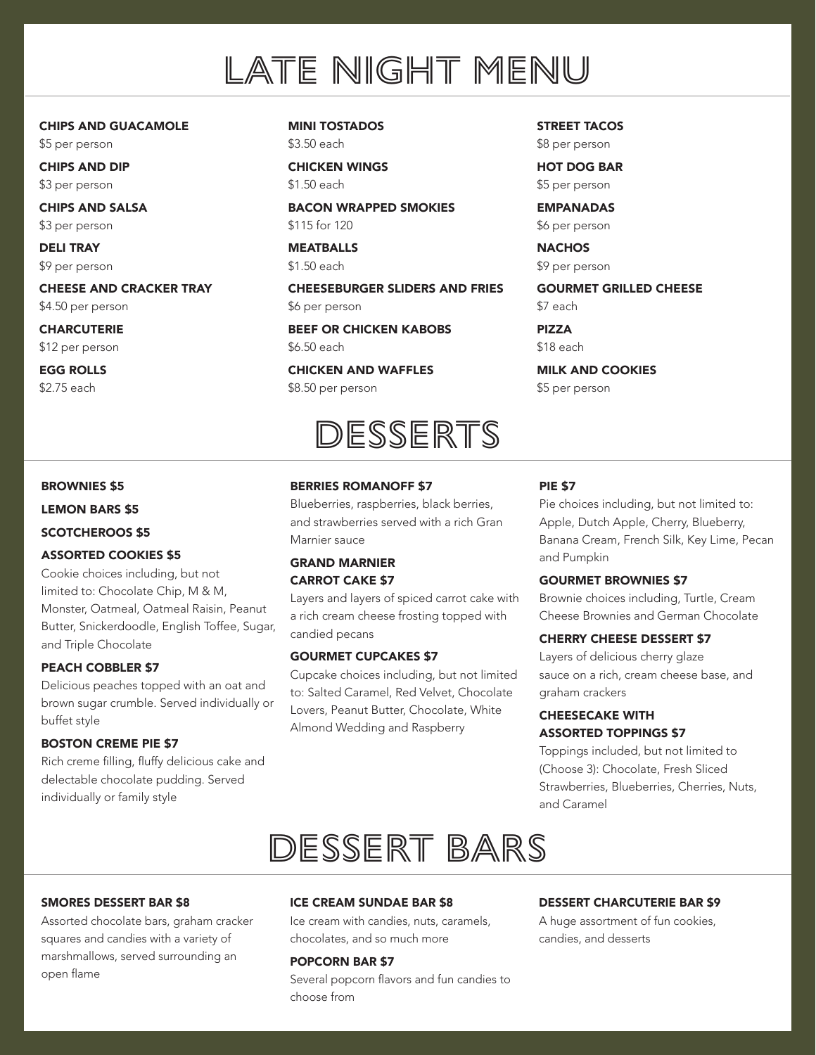# LATE NIGHT MENU

**CHIPS AND GUACAMOLE**
$5 per person

**CHIPS AND DIP**
$3 per person

**CHIPS AND SALSA**
$3 per person

**DELI TRAY**
$9 per person

**CHEESE AND CRACKER TRAY**
$4.50 per person

**CHARCUTERIE**
$12 per person

**EGG ROLLS**
$2.75 each

**MINI TOSTADOS**
$3.50 each

**CHICKEN WINGS**
$1.50 each

**BACON WRAPPED SMOKIES**
$115 for 120

**MEATBALLS**
$1.50 each

**CHEESEBURGER SLIDERS AND FRIES**
$6 per person

**BEEF OR CHICKEN KABOBS**
$6.50 each

**CHICKEN AND WAFFLES**
$8.50 per person

**STREET TACOS**
$8 per person

**HOT DOG BAR**
$5 per person

**EMPANADAS**
$6 per person

**NACHOS**
$9 per person

**GOURMET GRILLED CHEESE**
$7 each

**PIZZA**
$18 each

**MILK AND COOKIES**
$5 per person

# DESSERTS

**BROWNIES $5**

**LEMON BARS $5**

**SCOTCHEROOS $5**

**ASSORTED COOKIES $5**
Cookie choices including, but not limited to: Chocolate Chip, M & M, Monster, Oatmeal, Oatmeal Raisin, Peanut Butter, Snickerdoodle, English Toffee, Sugar, and Triple Chocolate

**PEACH COBBLER $7**
Delicious peaches topped with an oat and brown sugar crumble. Served individually or buffet style

**BOSTON CREME PIE $7**
Rich creme filling, fluffy delicious cake and delectable chocolate pudding. Served individually or family style

**BERRIES ROMANOFF $7**
Blueberries, raspberries, black berries, and strawberries served with a rich Gran Marnier sauce

**GRAND MARNIER CARROT CAKE $7**
Layers and layers of spiced carrot cake with a rich cream cheese frosting topped with candied pecans

**GOURMET CUPCAKES $7**
Cupcake choices including, but not limited to: Salted Caramel, Red Velvet, Chocolate Lovers, Peanut Butter, Chocolate, White Almond Wedding and Raspberry

**PIE $7**
Pie choices including, but not limited to: Apple, Dutch Apple, Cherry, Blueberry, Banana Cream, French Silk, Key Lime, Pecan and Pumpkin

**GOURMET BROWNIES $7**
Brownie choices including, Turtle, Cream Cheese Brownies and German Chocolate

**CHERRY CHEESE DESSERT $7**
Layers of delicious cherry glaze sauce on a rich, cream cheese base, and graham crackers

**CHEESECAKE WITH ASSORTED TOPPINGS $7**
Toppings included, but not limited to (Choose 3): Chocolate, Fresh Sliced Strawberries, Blueberries, Cherries, Nuts, and Caramel

# DESSERT BARS

**SMORES DESSERT BAR $8**
Assorted chocolate bars, graham cracker squares and candies with a variety of marshmallows, served surrounding an open flame

**ICE CREAM SUNDAE BAR $8**
Ice cream with candies, nuts, caramels, chocolates, and so much more

**POPCORN BAR $7**
Several popcorn flavors and fun candies to choose from

**DESSERT CHARCUTERIE BAR $9**
A huge assortment of fun cookies, candies, and desserts